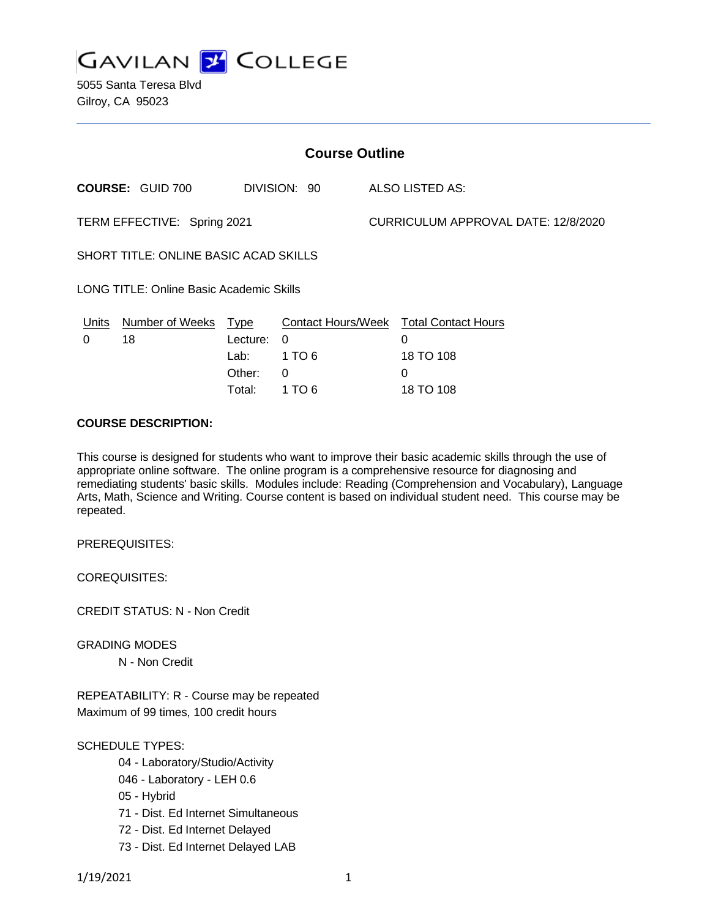# GAVILAN COLLEGE

5055 Santa Teresa Blvd
Gilroy, CA 95023

## Course Outline

**COURSE:** GUID 700 DIVISION: 90 ALSO LISTED AS:

TERM EFFECTIVE: Spring 2021 CURRICULUM APPROVAL DATE: 12/8/2020

SHORT TITLE: ONLINE BASIC ACAD SKILLS

LONG TITLE: Online Basic Academic Skills

| Units | Number of Weeks | Type | Contact Hours/Week | Total Contact Hours |
|---|---|---|---|---|
| 0 | 18 | Lecture: | 0 | 0 |
| | | Lab: | 1 TO 6 | 18 TO 108 |
| | | Other: | 0 | 0 |
| | | Total: | 1 TO 6 | 18 TO 108 |

**COURSE DESCRIPTION:**

This course is designed for students who want to improve their basic academic skills through the use of appropriate online software. The online program is a comprehensive resource for diagnosing and remediating students' basic skills. Modules include: Reading (Comprehension and Vocabulary), Language Arts, Math, Science and Writing. Course content is based on individual student need. This course may be repeated.

PREREQUISITES:

COREQUISITES:

CREDIT STATUS: N - Non Credit

GRADING MODES

N - Non Credit

REPEATABILITY: R - Course may be repeated
Maximum of 99 times, 100 credit hours

SCHEDULE TYPES:

- 04 - Laboratory/Studio/Activity
- 046 - Laboratory - LEH 0.6
- 05 - Hybrid
- 71 - Dist. Ed Internet Simultaneous
- 72 - Dist. Ed Internet Delayed
- 73 - Dist. Ed Internet Delayed LAB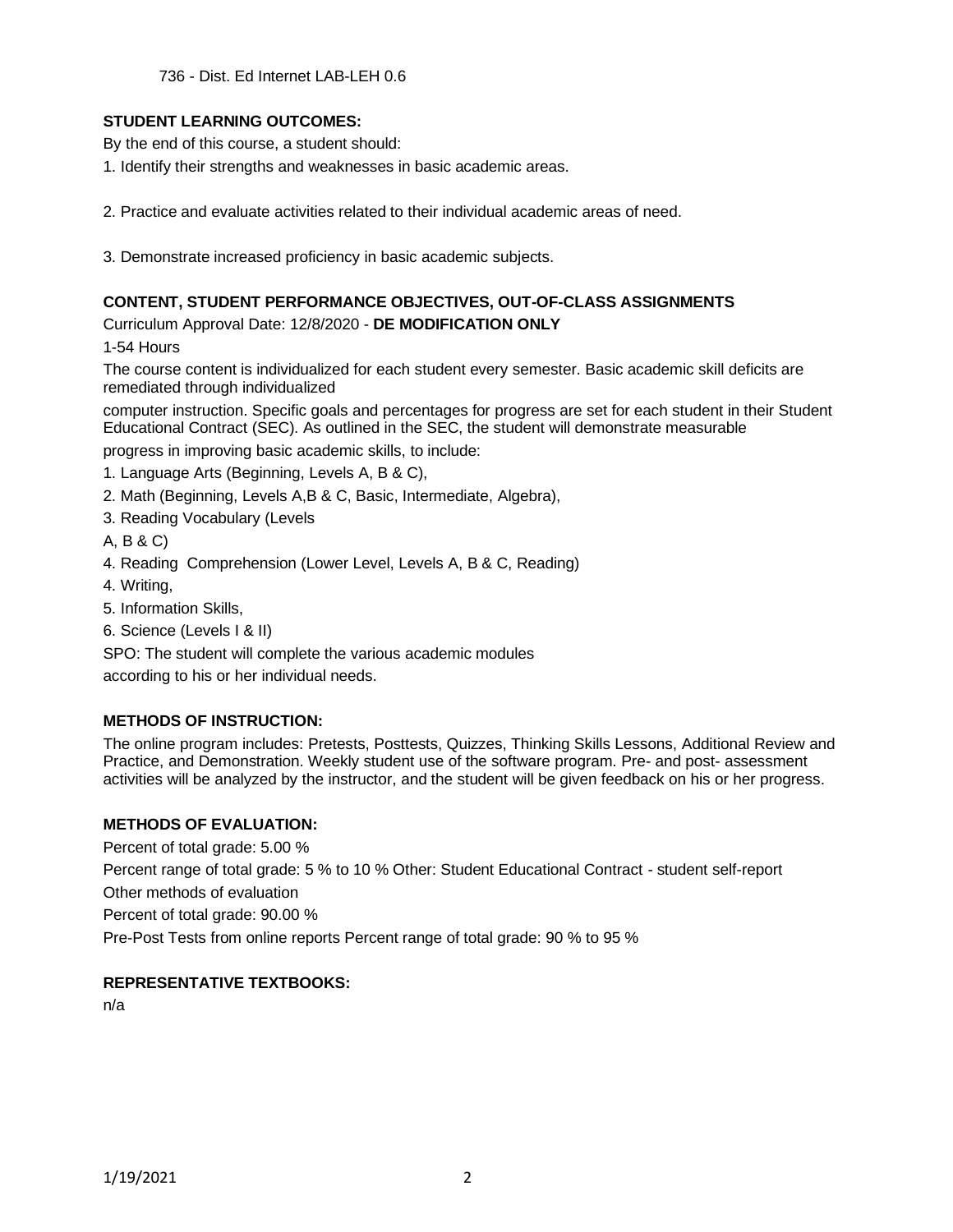736 - Dist. Ed Internet LAB-LEH 0.6

**STUDENT LEARNING OUTCOMES:**

By the end of this course, a student should:

1. Identify their strengths and weaknesses in basic academic areas.

2. Practice and evaluate activities related to their individual academic areas of need.

3. Demonstrate increased proficiency in basic academic subjects.

**CONTENT, STUDENT PERFORMANCE OBJECTIVES, OUT-OF-CLASS ASSIGNMENTS**

Curriculum Approval Date: 12/8/2020 - **DE MODIFICATION ONLY**

1-54 Hours

The course content is individualized for each student every semester. Basic academic skill deficits are remediated through individualized

computer instruction. Specific goals and percentages for progress are set for each student in their Student Educational Contract (SEC). As outlined in the SEC, the student will demonstrate measurable

progress in improving basic academic skills, to include:

1. Language Arts (Beginning, Levels A, B & C),
2. Math (Beginning, Levels A,B & C, Basic, Intermediate, Algebra),
3. Reading Vocabulary (Levels

A, B & C)

4. Reading Comprehension (Lower Level, Levels A, B & C, Reading)
4. Writing,
5. Information Skills,
6. Science (Levels I & II)

SPO: The student will complete the various academic modules

according to his or her individual needs.

**METHODS OF INSTRUCTION:**

The online program includes: Pretests, Posttests, Quizzes, Thinking Skills Lessons, Additional Review and Practice, and Demonstration. Weekly student use of the software program. Pre- and post- assessment activities will be analyzed by the instructor, and the student will be given feedback on his or her progress.

**METHODS OF EVALUATION:**

Percent of total grade: 5.00 %

Percent range of total grade: 5 % to 10 % Other: Student Educational Contract - student self-report

Other methods of evaluation

Percent of total grade: 90.00 %

Pre-Post Tests from online reports Percent range of total grade: 90 % to 95 %

**REPRESENTATIVE TEXTBOOKS:**

n/a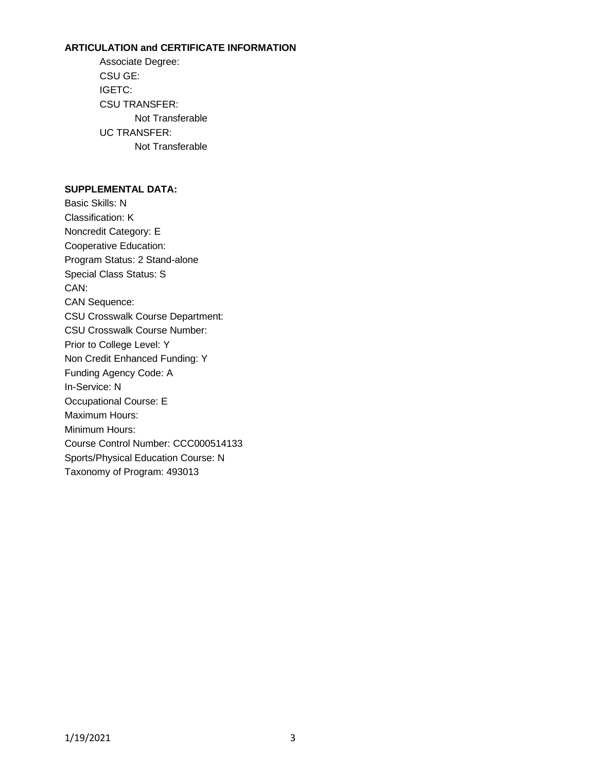**ARTICULATION and CERTIFICATE INFORMATION**

Associate Degree:
CSU GE:
IGETC:
CSU TRANSFER:
Not Transferable
UC TRANSFER:
Not Transferable

**SUPPLEMENTAL DATA:**

Basic Skills: N
Classification: K
Noncredit Category: E
Cooperative Education:
Program Status: 2 Stand-alone
Special Class Status: S
CAN:
CAN Sequence:
CSU Crosswalk Course Department:
CSU Crosswalk Course Number:
Prior to College Level: Y
Non Credit Enhanced Funding: Y
Funding Agency Code: A
In-Service: N
Occupational Course: E
Maximum Hours:
Minimum Hours:
Course Control Number: CCC000514133
Sports/Physical Education Course: N
Taxonomy of Program: 493013